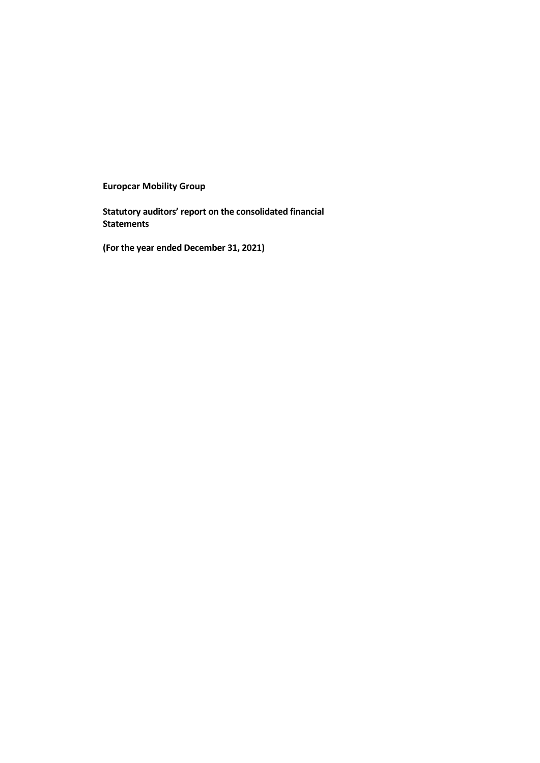**Europcar Mobility Group**

**Statutory auditors' report on the consolidated financial Statements**

**(For the year ended December 31, 2021)**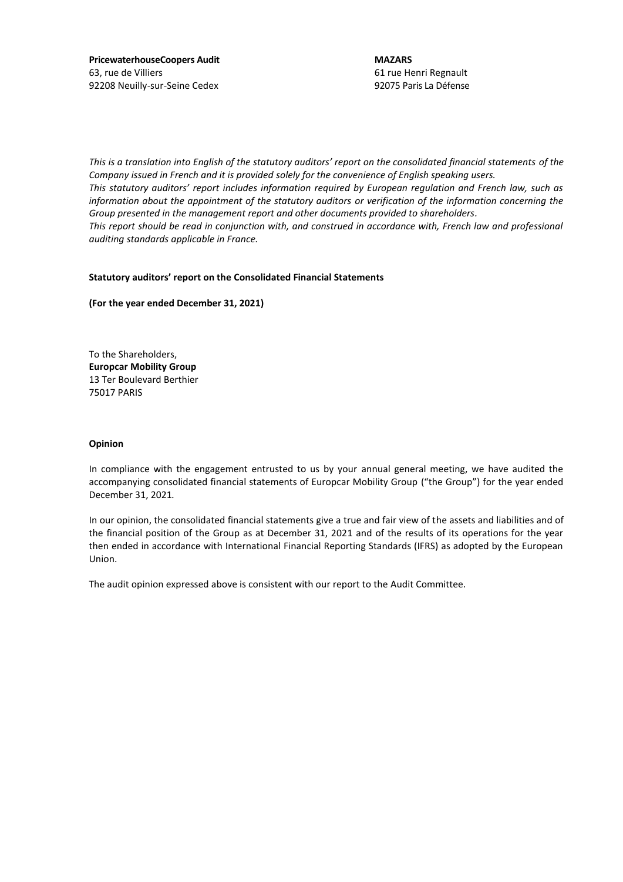**PricewaterhouseCoopers Audit**
63, rue de Villiers
92208 Neuilly-sur-Seine Cedex

**MAZARS**
61 rue Henri Regnault
92075 Paris La Défense

*This is a translation into English of the statutory auditors' report on the consolidated financial statements of the Company issued in French and it is provided solely for the convenience of English speaking users.*
*This statutory auditors' report includes information required by European regulation and French law, such as information about the appointment of the statutory auditors or verification of the information concerning the Group presented in the management report and other documents provided to shareholders.*
*This report should be read in conjunction with, and construed in accordance with, French law and professional auditing standards applicable in France.*

**Statutory auditors' report on the Consolidated Financial Statements**

**(For the year ended December 31, 2021)**

To the Shareholders,
**Europcar Mobility Group**
13 Ter Boulevard Berthier
75017 PARIS

**Opinion**

In compliance with the engagement entrusted to us by your annual general meeting, we have audited the accompanying consolidated financial statements of Europcar Mobility Group ("the Group") for the year ended December 31, 2021.

In our opinion, the consolidated financial statements give a true and fair view of the assets and liabilities and of the financial position of the Group as at December 31, 2021 and of the results of its operations for the year then ended in accordance with International Financial Reporting Standards (IFRS) as adopted by the European Union.

The audit opinion expressed above is consistent with our report to the Audit Committee.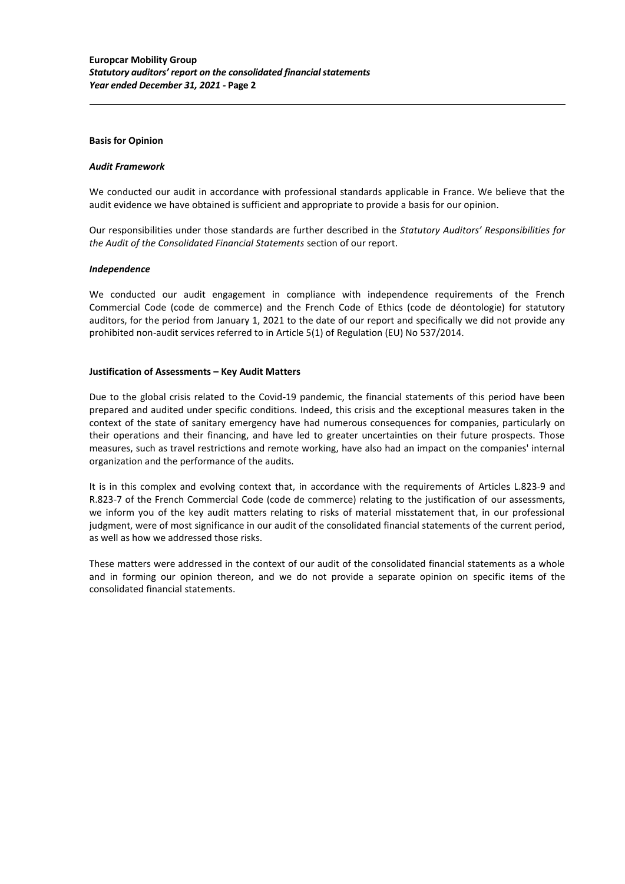**Basis for Opinion**

***Audit Framework***

We conducted our audit in accordance with professional standards applicable in France. We believe that the audit evidence we have obtained is sufficient and appropriate to provide a basis for our opinion.

Our responsibilities under those standards are further described in the *Statutory Auditors' Responsibilities for the Audit of the Consolidated Financial Statements* section of our report.

***Independence***

We conducted our audit engagement in compliance with independence requirements of the French Commercial Code (code de commerce) and the French Code of Ethics (code de déontologie) for statutory auditors, for the period from January 1, 2021 to the date of our report and specifically we did not provide any prohibited non-audit services referred to in Article 5(1) of Regulation (EU) No 537/2014.

**Justification of Assessments – Key Audit Matters**

Due to the global crisis related to the Covid-19 pandemic, the financial statements of this period have been prepared and audited under specific conditions. Indeed, this crisis and the exceptional measures taken in the context of the state of sanitary emergency have had numerous consequences for companies, particularly on their operations and their financing, and have led to greater uncertainties on their future prospects. Those measures, such as travel restrictions and remote working, have also had an impact on the companies' internal organization and the performance of the audits.

It is in this complex and evolving context that, in accordance with the requirements of Articles L.823-9 and R.823-7 of the French Commercial Code (code de commerce) relating to the justification of our assessments, we inform you of the key audit matters relating to risks of material misstatement that, in our professional judgment, were of most significance in our audit of the consolidated financial statements of the current period, as well as how we addressed those risks.

These matters were addressed in the context of our audit of the consolidated financial statements as a whole and in forming our opinion thereon, and we do not provide a separate opinion on specific items of the consolidated financial statements.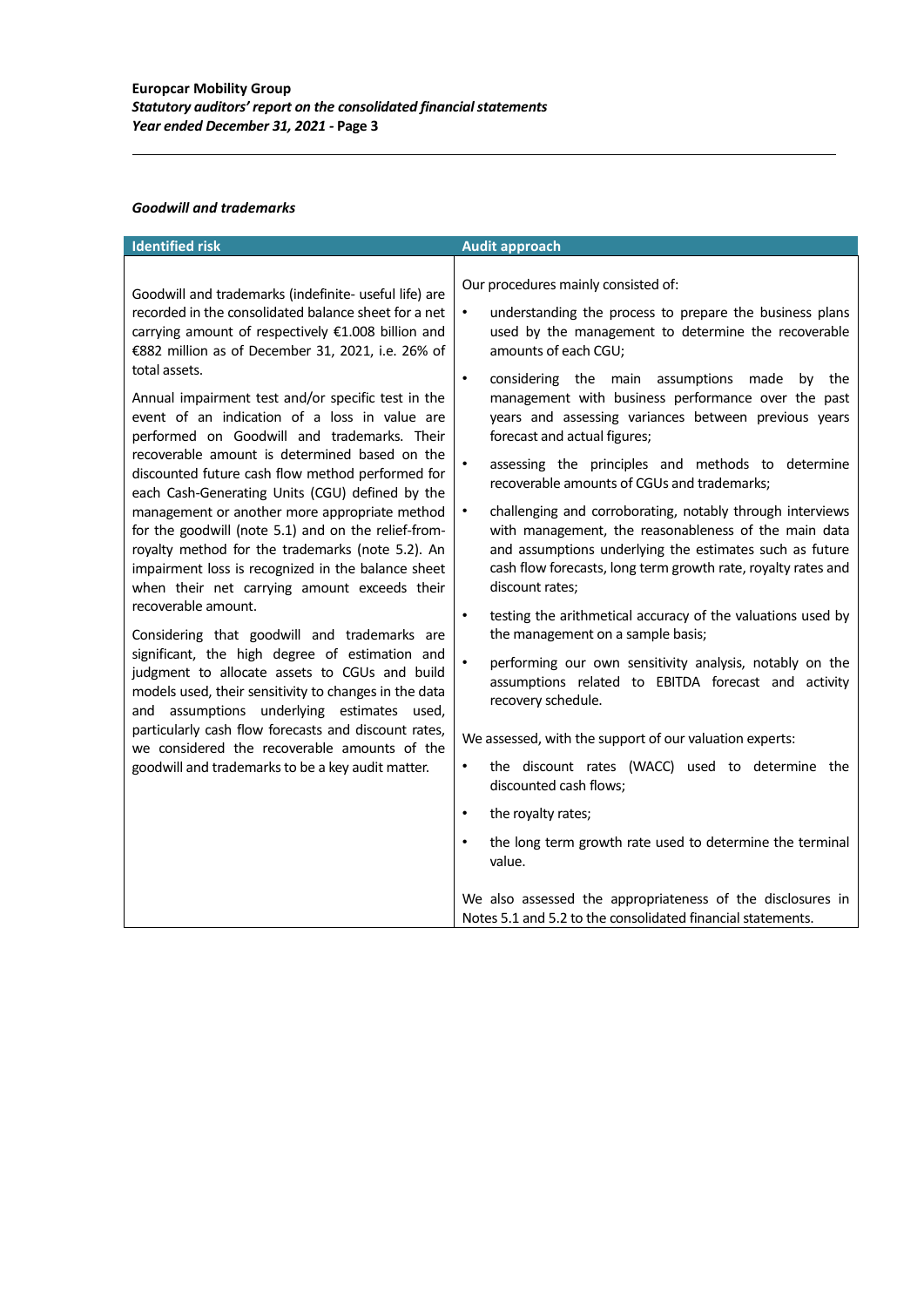### *Goodwill and trademarks*

| Identified risk | Audit approach |
| --- | --- |
| Goodwill and trademarks (indefinite- useful life) are recorded in the consolidated balance sheet for a net carrying amount of respectively €1.008 billion and €882 million as of December 31, 2021, i.e. 26% of total assets.<br><br>Annual impairment test and/or specific test in the event of an indication of a loss in value are performed on Goodwill and trademarks. Their recoverable amount is determined based on the discounted future cash flow method performed for each Cash-Generating Units (CGU) defined by the management or another more appropriate method for the goodwill (note 5.1) and on the relief-from-royalty method for the trademarks (note 5.2). An impairment loss is recognized in the balance sheet when their net carrying amount exceeds their recoverable amount.<br><br>Considering that goodwill and trademarks are significant, the high degree of estimation and judgment to allocate assets to CGUs and build models used, their sensitivity to changes in the data and assumptions underlying estimates used, particularly cash flow forecasts and discount rates, we considered the recoverable amounts of the goodwill and trademarks to be a key audit matter. | Our procedures mainly consisted of:<br><br>• understanding the process to prepare the business plans used by the management to determine the recoverable amounts of each CGU;<br>• considering the main assumptions made by the management with business performance over the past years and assessing variances between previous years forecast and actual figures;<br>• assessing the principles and methods to determine recoverable amounts of CGUs and trademarks;<br>• challenging and corroborating, notably through interviews with management, the reasonableness of the main data and assumptions underlying the estimates such as future cash flow forecasts, long term growth rate, royalty rates and discount rates;<br>• testing the arithmetical accuracy of the valuations used by the management on a sample basis;<br>• performing our own sensitivity analysis, notably on the assumptions related to EBITDA forecast and activity recovery schedule.<br><br>We assessed, with the support of our valuation experts:<br><br>• the discount rates (WACC) used to determine the discounted cash flows;<br>• the royalty rates;<br>• the long term growth rate used to determine the terminal value.<br><br>We also assessed the appropriateness of the disclosures in Notes 5.1 and 5.2 to the consolidated financial statements. |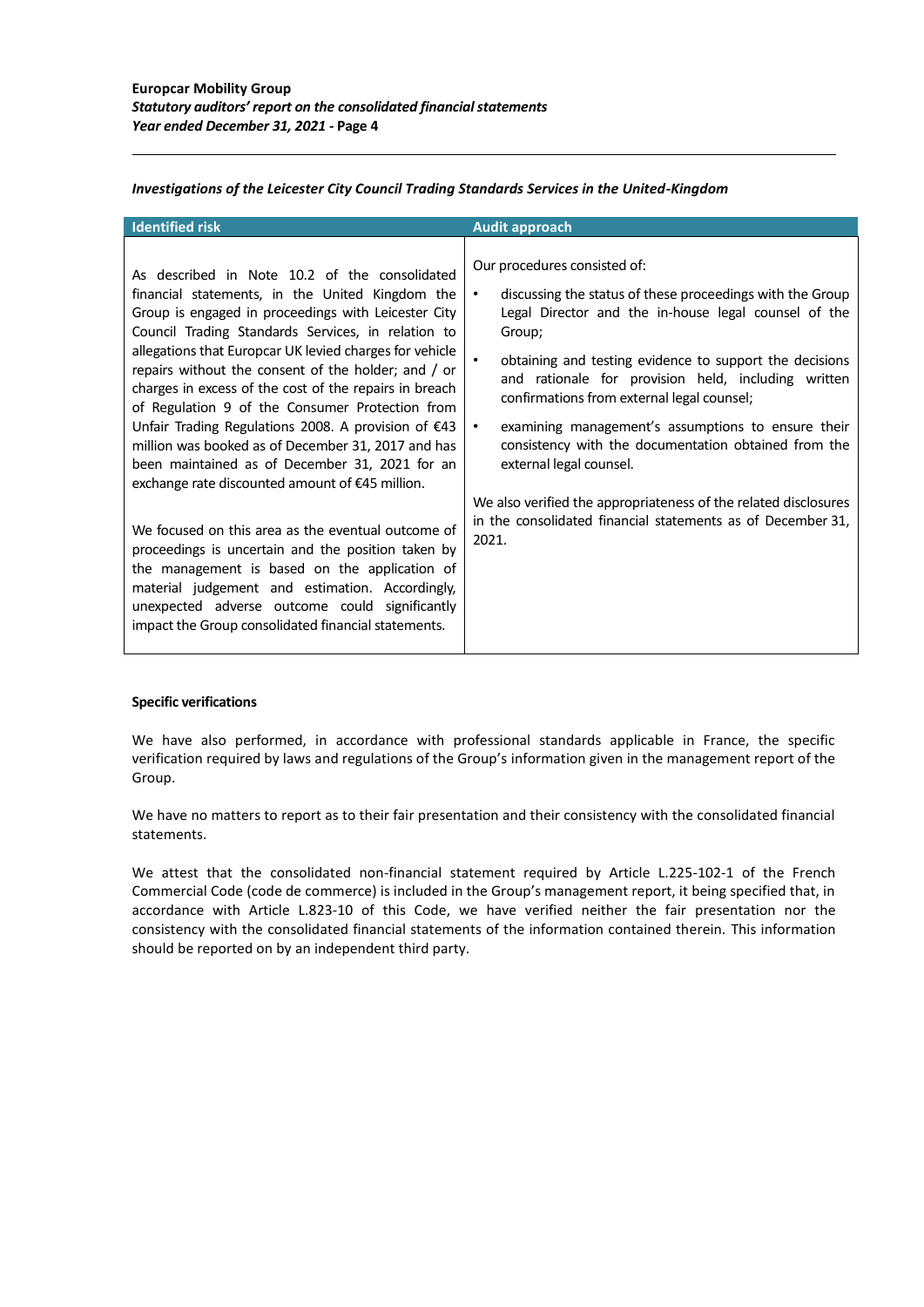### *Investigations of the Leicester City Council Trading Standards Services in the United-Kingdom*

| Identified risk | Audit approach |
|---|---|
| As described in Note 10.2 of the consolidated financial statements, in the United Kingdom the Group is engaged in proceedings with Leicester City Council Trading Standards Services, in relation to allegations that Europcar UK levied charges for vehicle repairs without the consent of the holder; and / or charges in excess of the cost of the repairs in breach of Regulation 9 of the Consumer Protection from Unfair Trading Regulations 2008. A provision of €43 million was booked as of December 31, 2017 and has been maintained as of December 31, 2021 for an exchange rate discounted amount of €45 million.<br><br>We focused on this area as the eventual outcome of proceedings is uncertain and the position taken by the management is based on the application of material judgement and estimation. Accordingly, unexpected adverse outcome could significantly impact the Group consolidated financial statements. | Our procedures consisted of:<br>• discussing the status of these proceedings with the Group Legal Director and the in-house legal counsel of the Group;<br>• obtaining and testing evidence to support the decisions and rationale for provision held, including written confirmations from external legal counsel;<br>• examining management's assumptions to ensure their consistency with the documentation obtained from the external legal counsel.<br><br>We also verified the appropriateness of the related disclosures in the consolidated financial statements as of December 31, 2021. |

**Specific verifications**

We have also performed, in accordance with professional standards applicable in France, the specific verification required by laws and regulations of the Group's information given in the management report of the Group.

We have no matters to report as to their fair presentation and their consistency with the consolidated financial statements.

We attest that the consolidated non-financial statement required by Article L.225-102-1 of the French Commercial Code (code de commerce) is included in the Group's management report, it being specified that, in accordance with Article L.823-10 of this Code, we have verified neither the fair presentation nor the consistency with the consolidated financial statements of the information contained therein. This information should be reported on by an independent third party.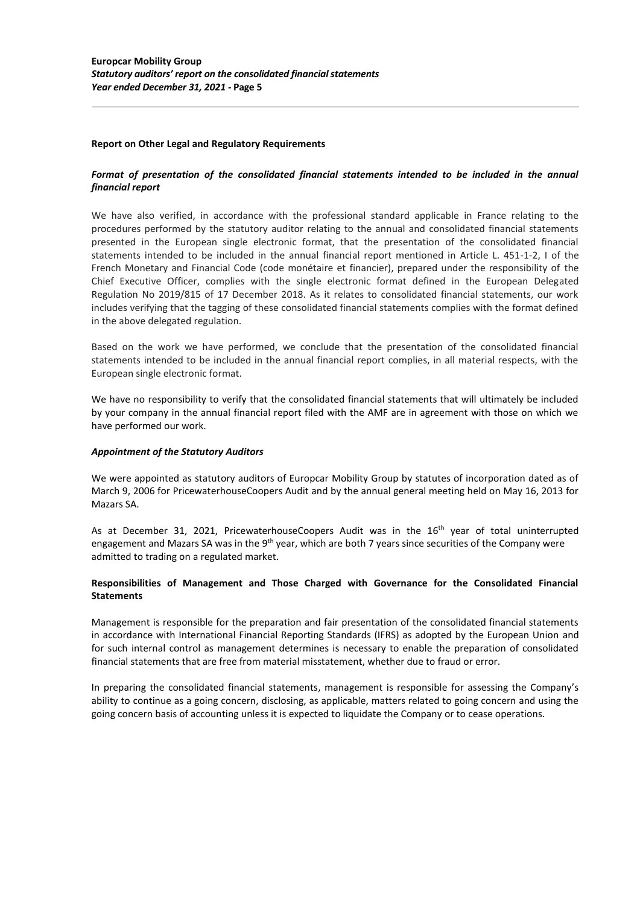### Report on Other Legal and Regulatory Requirements

#### *Format of presentation of the consolidated financial statements intended to be included in the annual financial report*

We have also verified, in accordance with the professional standard applicable in France relating to the procedures performed by the statutory auditor relating to the annual and consolidated financial statements presented in the European single electronic format, that the presentation of the consolidated financial statements intended to be included in the annual financial report mentioned in Article L. 451-1-2, I of the French Monetary and Financial Code (code monétaire et financier), prepared under the responsibility of the Chief Executive Officer, complies with the single electronic format defined in the European Delegated Regulation No 2019/815 of 17 December 2018. As it relates to consolidated financial statements, our work includes verifying that the tagging of these consolidated financial statements complies with the format defined in the above delegated regulation.

Based on the work we have performed, we conclude that the presentation of the consolidated financial statements intended to be included in the annual financial report complies, in all material respects, with the European single electronic format.

We have no responsibility to verify that the consolidated financial statements that will ultimately be included by your company in the annual financial report filed with the AMF are in agreement with those on which we have performed our work.

#### *Appointment of the Statutory Auditors*

We were appointed as statutory auditors of Europcar Mobility Group by statutes of incorporation dated as of March 9, 2006 for PricewaterhouseCoopers Audit and by the annual general meeting held on May 16, 2013 for Mazars SA.

As at December 31, 2021, PricewaterhouseCoopers Audit was in the 16th year of total uninterrupted engagement and Mazars SA was in the 9th year, which are both 7 years since securities of the Company were admitted to trading on a regulated market.

### Responsibilities of Management and Those Charged with Governance for the Consolidated Financial Statements

Management is responsible for the preparation and fair presentation of the consolidated financial statements in accordance with International Financial Reporting Standards (IFRS) as adopted by the European Union and for such internal control as management determines is necessary to enable the preparation of consolidated financial statements that are free from material misstatement, whether due to fraud or error.

In preparing the consolidated financial statements, management is responsible for assessing the Company's ability to continue as a going concern, disclosing, as applicable, matters related to going concern and using the going concern basis of accounting unless it is expected to liquidate the Company or to cease operations.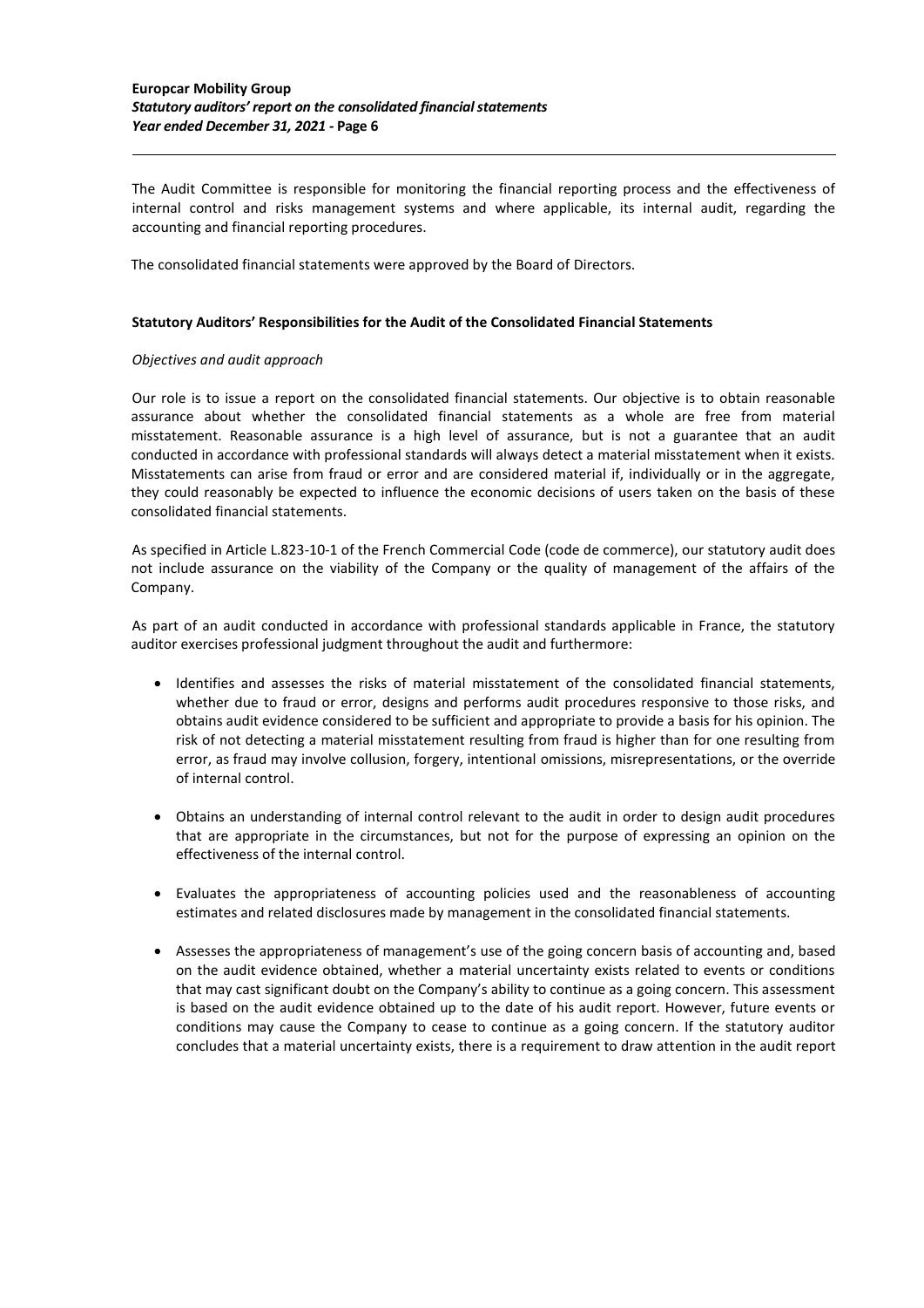The Audit Committee is responsible for monitoring the financial reporting process and the effectiveness of internal control and risks management systems and where applicable, its internal audit, regarding the accounting and financial reporting procedures.

The consolidated financial statements were approved by the Board of Directors.

**Statutory Auditors' Responsibilities for the Audit of the Consolidated Financial Statements**

*Objectives and audit approach*

Our role is to issue a report on the consolidated financial statements. Our objective is to obtain reasonable assurance about whether the consolidated financial statements as a whole are free from material misstatement. Reasonable assurance is a high level of assurance, but is not a guarantee that an audit conducted in accordance with professional standards will always detect a material misstatement when it exists. Misstatements can arise from fraud or error and are considered material if, individually or in the aggregate, they could reasonably be expected to influence the economic decisions of users taken on the basis of these consolidated financial statements.

As specified in Article L.823-10-1 of the French Commercial Code (code de commerce), our statutory audit does not include assurance on the viability of the Company or the quality of management of the affairs of the Company.

As part of an audit conducted in accordance with professional standards applicable in France, the statutory auditor exercises professional judgment throughout the audit and furthermore:

- Identifies and assesses the risks of material misstatement of the consolidated financial statements, whether due to fraud or error, designs and performs audit procedures responsive to those risks, and obtains audit evidence considered to be sufficient and appropriate to provide a basis for his opinion. The risk of not detecting a material misstatement resulting from fraud is higher than for one resulting from error, as fraud may involve collusion, forgery, intentional omissions, misrepresentations, or the override of internal control.

- Obtains an understanding of internal control relevant to the audit in order to design audit procedures that are appropriate in the circumstances, but not for the purpose of expressing an opinion on the effectiveness of the internal control.

- Evaluates the appropriateness of accounting policies used and the reasonableness of accounting estimates and related disclosures made by management in the consolidated financial statements.

- Assesses the appropriateness of management's use of the going concern basis of accounting and, based on the audit evidence obtained, whether a material uncertainty exists related to events or conditions that may cast significant doubt on the Company's ability to continue as a going concern. This assessment is based on the audit evidence obtained up to the date of his audit report. However, future events or conditions may cause the Company to cease to continue as a going concern. If the statutory auditor concludes that a material uncertainty exists, there is a requirement to draw attention in the audit report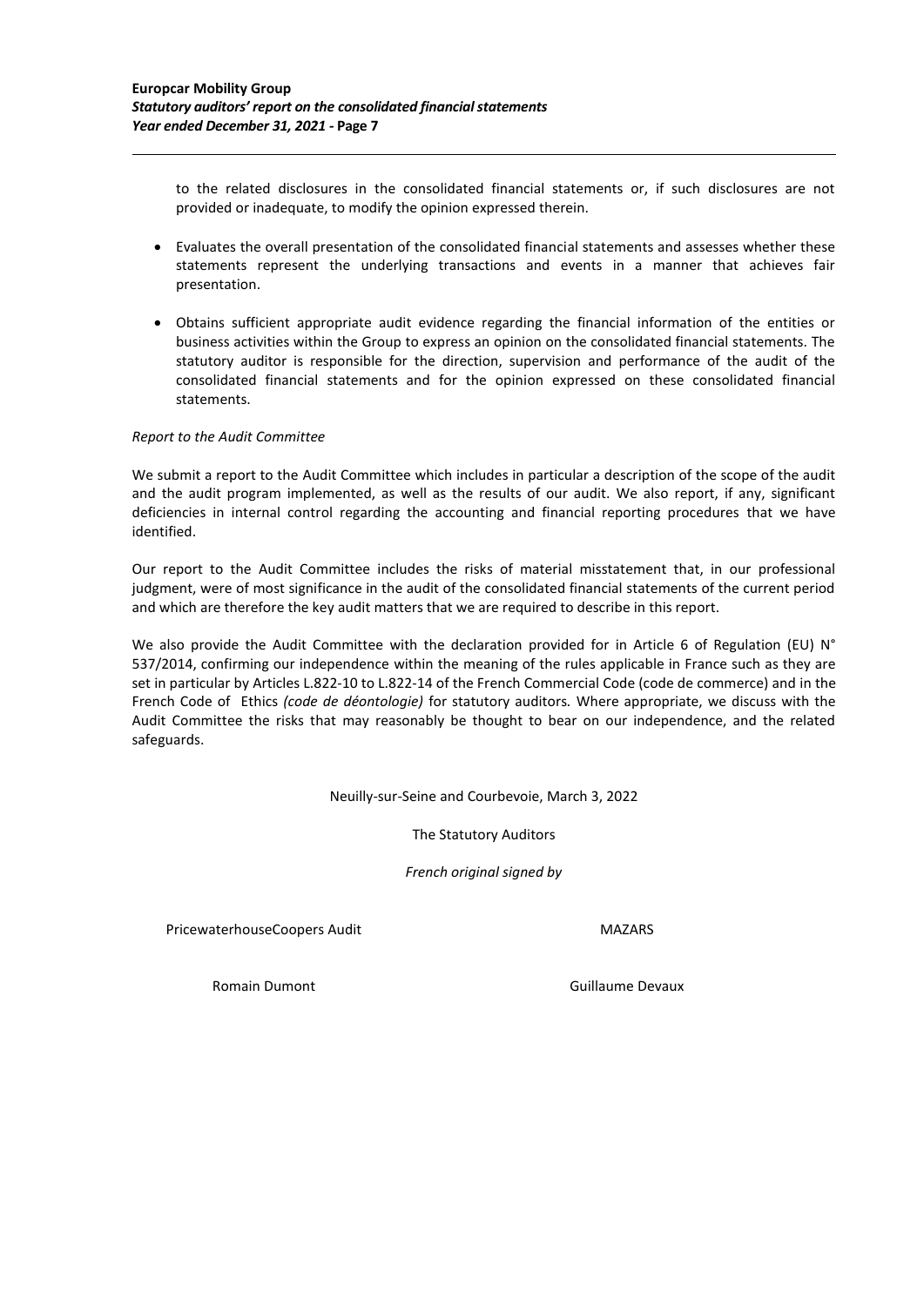to the related disclosures in the consolidated financial statements or, if such disclosures are not provided or inadequate, to modify the opinion expressed therein.

- Evaluates the overall presentation of the consolidated financial statements and assesses whether these statements represent the underlying transactions and events in a manner that achieves fair presentation.
- Obtains sufficient appropriate audit evidence regarding the financial information of the entities or business activities within the Group to express an opinion on the consolidated financial statements. The statutory auditor is responsible for the direction, supervision and performance of the audit of the consolidated financial statements and for the opinion expressed on these consolidated financial statements.

*Report to the Audit Committee*

We submit a report to the Audit Committee which includes in particular a description of the scope of the audit and the audit program implemented, as well as the results of our audit. We also report, if any, significant deficiencies in internal control regarding the accounting and financial reporting procedures that we have identified.

Our report to the Audit Committee includes the risks of material misstatement that, in our professional judgment, were of most significance in the audit of the consolidated financial statements of the current period and which are therefore the key audit matters that we are required to describe in this report.

We also provide the Audit Committee with the declaration provided for in Article 6 of Regulation (EU) N° 537/2014, confirming our independence within the meaning of the rules applicable in France such as they are set in particular by Articles L.822-10 to L.822-14 of the French Commercial Code (code de commerce) and in the French Code of Ethics *(code de déontologie)* for statutory auditors. Where appropriate, we discuss with the Audit Committee the risks that may reasonably be thought to bear on our independence, and the related safeguards.

Neuilly-sur-Seine and Courbevoie, March 3, 2022

The Statutory Auditors

*French original signed by*

PricewaterhouseCoopers Audit

Romain Dumont

MAZARS

Guillaume Devaux